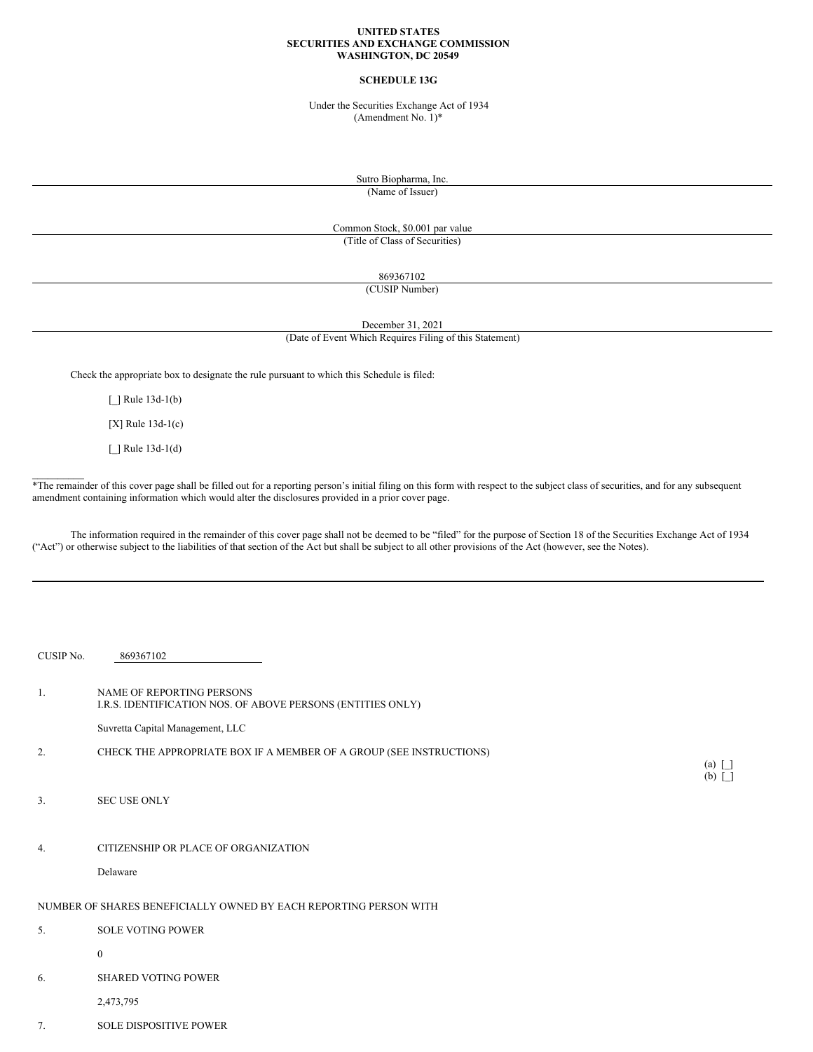**UNITED STATES**
**SECURITIES AND EXCHANGE COMMISSION**
**WASHINGTON, DC 20549**

**SCHEDULE 13G**

Under the Securities Exchange Act of 1934
(Amendment No. 1)*

Sutro Biopharma, Inc.
(Name of Issuer)

Common Stock, $0.001 par value
(Title of Class of Securities)

869367102
(CUSIP Number)

December 31, 2021
(Date of Event Which Requires Filing of this Statement)

Check the appropriate box to designate the rule pursuant to which this Schedule is filed:

[_] Rule 13d-1(b)

[X] Rule 13d-1(c)

[_] Rule 13d-1(d)

*The remainder of this cover page shall be filled out for a reporting person's initial filing on this form with respect to the subject class of securities, and for any subsequent amendment containing information which would alter the disclosures provided in a prior cover page.

The information required in the remainder of this cover page shall not be deemed to be "filed" for the purpose of Section 18 of the Securities Exchange Act of 1934 ("Act") or otherwise subject to the liabilities of that section of the Act but shall be subject to all other provisions of the Act (however, see the Notes).

---

CUSIP No. 869367102

1. NAME OF REPORTING PERSONS
I.R.S. IDENTIFICATION NOS. OF ABOVE PERSONS (ENTITIES ONLY)

   Suvretta Capital Management, LLC

2. CHECK THE APPROPRIATE BOX IF A MEMBER OF A GROUP (SEE INSTRUCTIONS)

   (a) [_]
   (b) [_]

3. SEC USE ONLY

4. CITIZENSHIP OR PLACE OF ORGANIZATION

   Delaware

NUMBER OF SHARES BENEFICIALLY OWNED BY EACH REPORTING PERSON WITH

5. SOLE VOTING POWER

   0

6. SHARED VOTING POWER

   2,473,795

7. SOLE DISPOSITIVE POWER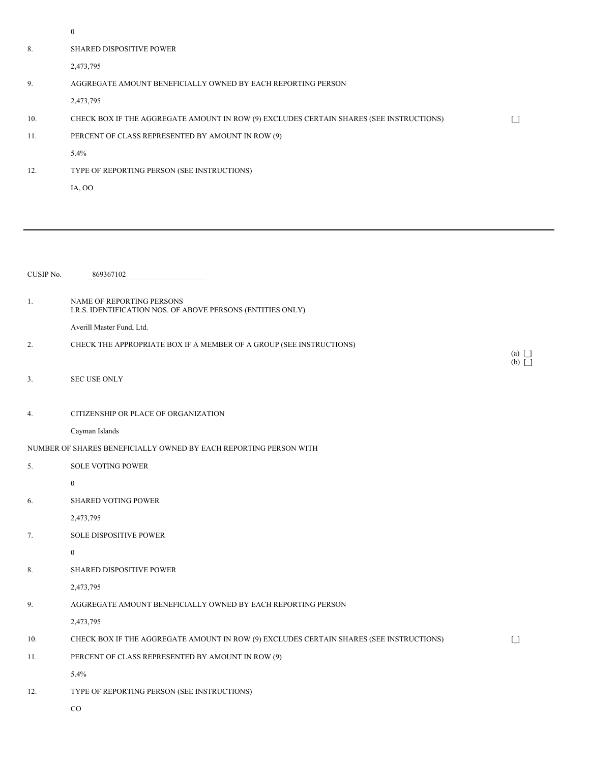| | | |
|---|---|---|
| | 0 | |
| 8. | SHARED DISPOSITIVE POWER | |
| | 2,473,795 | |
| 9. | AGGREGATE AMOUNT BENEFICIALLY OWNED BY EACH REPORTING PERSON | |
| | 2,473,795 | |
| 10. | CHECK BOX IF THE AGGREGATE AMOUNT IN ROW (9) EXCLUDES CERTAIN SHARES (SEE INSTRUCTIONS) | [_] |
| 11. | PERCENT OF CLASS REPRESENTED BY AMOUNT IN ROW (9) | |
| | 5.4% | |
| 12. | TYPE OF REPORTING PERSON (SEE INSTRUCTIONS) | |
| | IA, OO | |

---

CUSIP No. 869367102

| | | |
|---|---|---|
| 1. | NAME OF REPORTING PERSONS<br>I.R.S. IDENTIFICATION NOS. OF ABOVE PERSONS (ENTITIES ONLY) | |
| | Averill Master Fund, Ltd. | |
| 2. | CHECK THE APPROPRIATE BOX IF A MEMBER OF A GROUP (SEE INSTRUCTIONS) | (a) [_]<br>(b) [_] |
| 3. | SEC USE ONLY | |
| 4. | CITIZENSHIP OR PLACE OF ORGANIZATION | |
| | Cayman Islands | |
| NUMBER OF SHARES BENEFICIALLY OWNED BY EACH REPORTING PERSON WITH | | |
| 5. | SOLE VOTING POWER | |
| | 0 | |
| 6. | SHARED VOTING POWER | |
| | 2,473,795 | |
| 7. | SOLE DISPOSITIVE POWER | |
| | 0 | |
| 8. | SHARED DISPOSITIVE POWER | |
| | 2,473,795 | |
| 9. | AGGREGATE AMOUNT BENEFICIALLY OWNED BY EACH REPORTING PERSON | |
| | 2,473,795 | |
| 10. | CHECK BOX IF THE AGGREGATE AMOUNT IN ROW (9) EXCLUDES CERTAIN SHARES (SEE INSTRUCTIONS) | [_] |
| 11. | PERCENT OF CLASS REPRESENTED BY AMOUNT IN ROW (9) | |
| | 5.4% | |
| 12. | TYPE OF REPORTING PERSON (SEE INSTRUCTIONS) | |
| | CO | |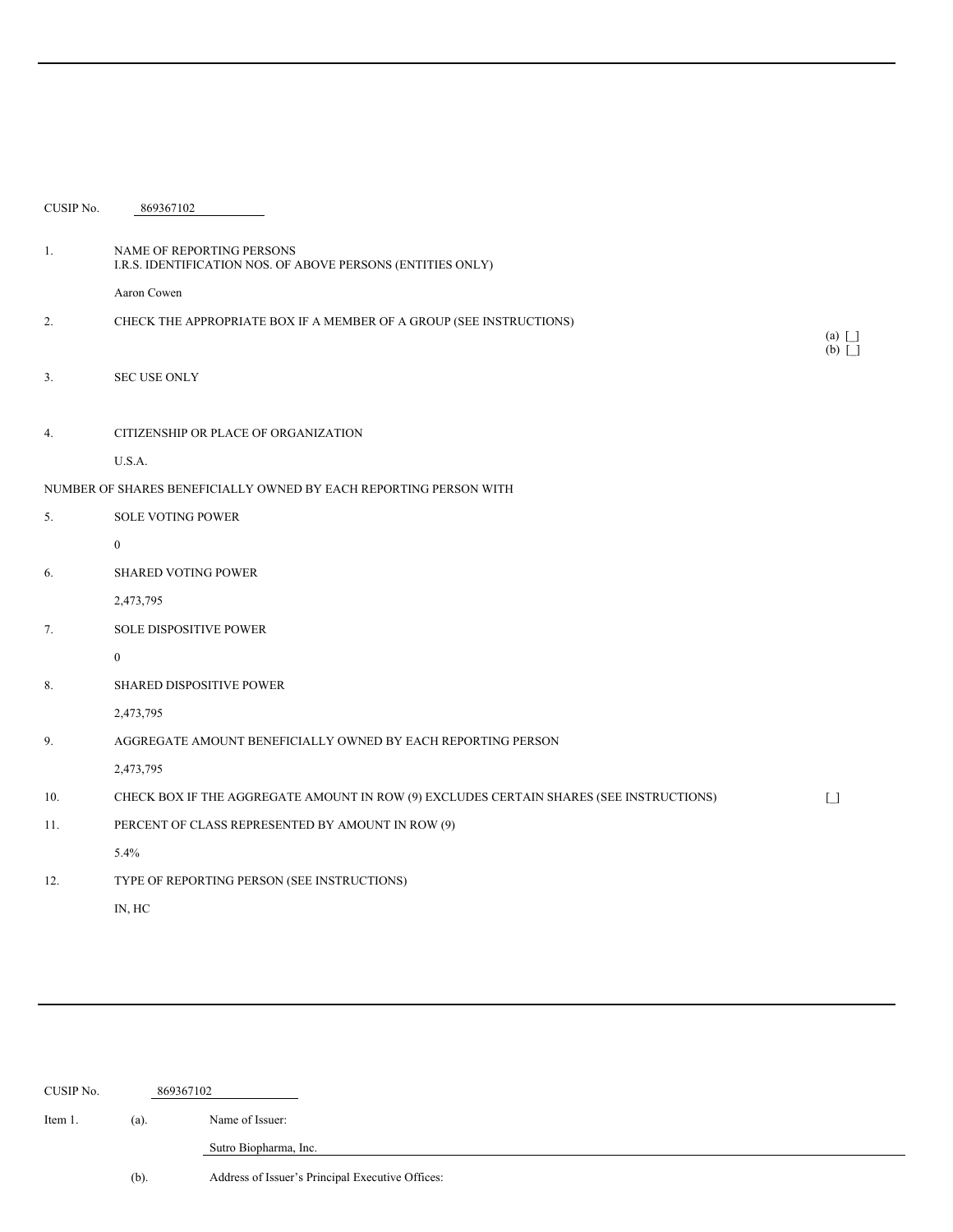CUSIP No. 869367102

| | | |
|---|---|---|
| 1. | NAME OF REPORTING PERSONS<br>I.R.S. IDENTIFICATION NOS. OF ABOVE PERSONS (ENTITIES ONLY)<br><br>Aaron Cowen | |
| 2. | CHECK THE APPROPRIATE BOX IF A MEMBER OF A GROUP (SEE INSTRUCTIONS) | (a) [_]<br>(b) [_] |
| 3. | SEC USE ONLY | |
| 4. | CITIZENSHIP OR PLACE OF ORGANIZATION<br><br>U.S.A. | |
| NUMBER OF SHARES BENEFICIALLY OWNED BY EACH REPORTING PERSON WITH | | |
| 5. | SOLE VOTING POWER<br><br>0 | |
| 6. | SHARED VOTING POWER<br><br>2,473,795 | |
| 7. | SOLE DISPOSITIVE POWER<br><br>0 | |
| 8. | SHARED DISPOSITIVE POWER<br><br>2,473,795 | |
| 9. | AGGREGATE AMOUNT BENEFICIALLY OWNED BY EACH REPORTING PERSON<br><br>2,473,795 | |
| 10. | CHECK BOX IF THE AGGREGATE AMOUNT IN ROW (9) EXCLUDES CERTAIN SHARES (SEE INSTRUCTIONS) | [_] |
| 11. | PERCENT OF CLASS REPRESENTED BY AMOUNT IN ROW (9)<br><br>5.4% | |
| 12. | TYPE OF REPORTING PERSON (SEE INSTRUCTIONS)<br><br>IN, HC | |

CUSIP No. 869367102

Item 1. (a). Name of Issuer:

Sutro Biopharma, Inc.

(b). Address of Issuer's Principal Executive Offices: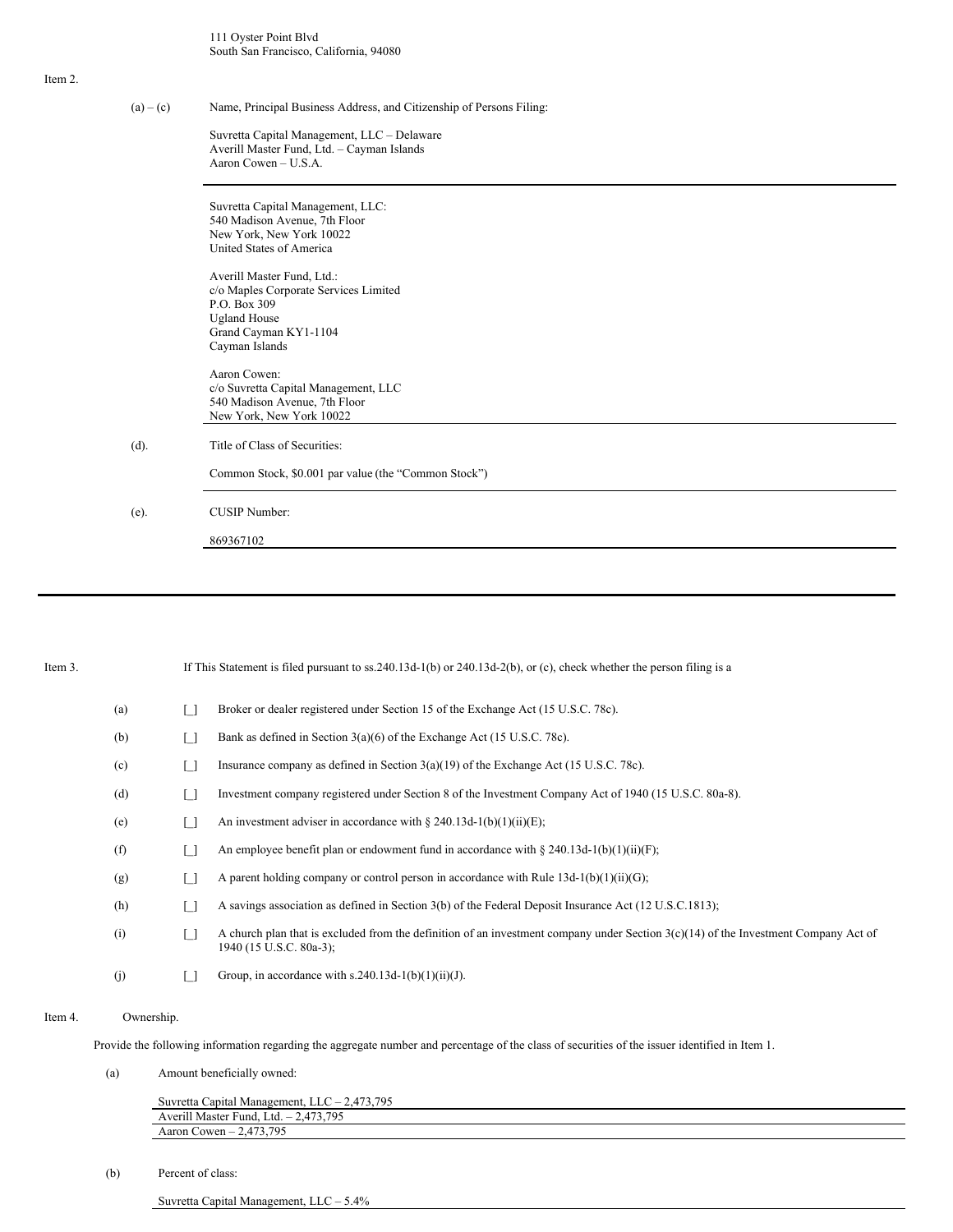111 Oyster Point Blvd
South San Francisco, California, 94080

Item 2.

(a) – (c) Name, Principal Business Address, and Citizenship of Persons Filing:

Suvretta Capital Management, LLC – Delaware
Averill Master Fund, Ltd. – Cayman Islands
Aaron Cowen – U.S.A.

Suvretta Capital Management, LLC:
540 Madison Avenue, 7th Floor
New York, New York 10022
United States of America

Averill Master Fund, Ltd.:
c/o Maples Corporate Services Limited
P.O. Box 309
Ugland House
Grand Cayman KY1-1104
Cayman Islands

Aaron Cowen:
c/o Suvretta Capital Management, LLC
540 Madison Avenue, 7th Floor
New York, New York 10022

(d). Title of Class of Securities:

Common Stock, $0.001 par value (the "Common Stock")

(e). CUSIP Number:

869367102

Item 3. If This Statement is filed pursuant to ss.240.13d-1(b) or 240.13d-2(b), or (c), check whether the person filing is a

(a) [_] Broker or dealer registered under Section 15 of the Exchange Act (15 U.S.C. 78c).

(b) [_] Bank as defined in Section 3(a)(6) of the Exchange Act (15 U.S.C. 78c).

(c) [_] Insurance company as defined in Section 3(a)(19) of the Exchange Act (15 U.S.C. 78c).

(d) [_] Investment company registered under Section 8 of the Investment Company Act of 1940 (15 U.S.C. 80a-8).

(e) [_] An investment adviser in accordance with § 240.13d-1(b)(1)(ii)(E);

(f) [_] An employee benefit plan or endowment fund in accordance with § 240.13d-1(b)(1)(ii)(F);

(g) [_] A parent holding company or control person in accordance with Rule 13d-1(b)(1)(ii)(G);

(h) [_] A savings association as defined in Section 3(b) of the Federal Deposit Insurance Act (12 U.S.C.1813);

(i) [_] A church plan that is excluded from the definition of an investment company under Section 3(c)(14) of the Investment Company Act of 1940 (15 U.S.C. 80a-3);

(j) [_] Group, in accordance with s.240.13d-1(b)(1)(ii)(J).

Item 4. Ownership.

Provide the following information regarding the aggregate number and percentage of the class of securities of the issuer identified in Item 1.

(a) Amount beneficially owned:

Suvretta Capital Management, LLC – 2,473,795
Averill Master Fund, Ltd. – 2,473,795
Aaron Cowen – 2,473,795

(b) Percent of class:

Suvretta Capital Management, LLC – 5.4%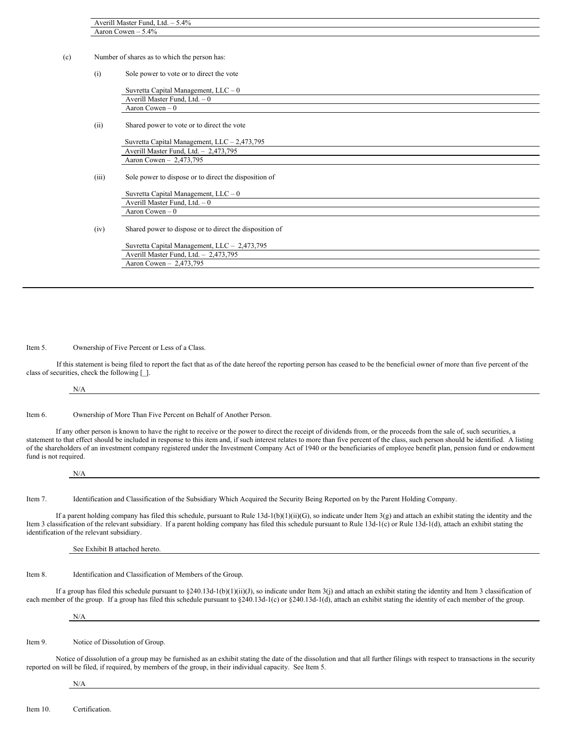Averill Master Fund, Ltd. – 5.4%

Aaron Cowen – 5.4%

(c) Number of shares as to which the person has:

(i) Sole power to vote or to direct the vote

Suvretta Capital Management, LLC – 0

Averill Master Fund, Ltd. – 0

Aaron Cowen – 0

(ii) Shared power to vote or to direct the vote

Suvretta Capital Management, LLC – 2,473,795

Averill Master Fund, Ltd. – 2,473,795

Aaron Cowen – 2,473,795

(iii) Sole power to dispose or to direct the disposition of

Suvretta Capital Management, LLC – 0

Averill Master Fund, Ltd. – 0

Aaron Cowen – 0

(iv) Shared power to dispose or to direct the disposition of

Suvretta Capital Management, LLC – 2,473,795

Averill Master Fund, Ltd. – 2,473,795

Aaron Cowen – 2,473,795

---

Item 5. Ownership of Five Percent or Less of a Class.

If this statement is being filed to report the fact that as of the date hereof the reporting person has ceased to be the beneficial owner of more than five percent of the class of securities, check the following [_].

N/A

Item 6. Ownership of More Than Five Percent on Behalf of Another Person.

If any other person is known to have the right to receive or the power to direct the receipt of dividends from, or the proceeds from the sale of, such securities, a statement to that effect should be included in response to this item and, if such interest relates to more than five percent of the class, such person should be identified. A listing of the shareholders of an investment company registered under the Investment Company Act of 1940 or the beneficiaries of employee benefit plan, pension fund or endowment fund is not required.

N/A

Item 7. Identification and Classification of the Subsidiary Which Acquired the Security Being Reported on by the Parent Holding Company.

If a parent holding company has filed this schedule, pursuant to Rule 13d-1(b)(1)(ii)(G), so indicate under Item 3(g) and attach an exhibit stating the identity and the Item 3 classification of the relevant subsidiary. If a parent holding company has filed this schedule pursuant to Rule 13d-1(c) or Rule 13d-1(d), attach an exhibit stating the identification of the relevant subsidiary.

See Exhibit B attached hereto.

Item 8. Identification and Classification of Members of the Group.

If a group has filed this schedule pursuant to §240.13d-1(b)(1)(ii)(J), so indicate under Item 3(j) and attach an exhibit stating the identity and Item 3 classification of each member of the group. If a group has filed this schedule pursuant to §240.13d-1(c) or §240.13d-1(d), attach an exhibit stating the identity of each member of the group.

N/A

Item 9. Notice of Dissolution of Group.

Notice of dissolution of a group may be furnished as an exhibit stating the date of the dissolution and that all further filings with respect to transactions in the security reported on will be filed, if required, by members of the group, in their individual capacity. See Item 5.

N/A

Item 10. Certification.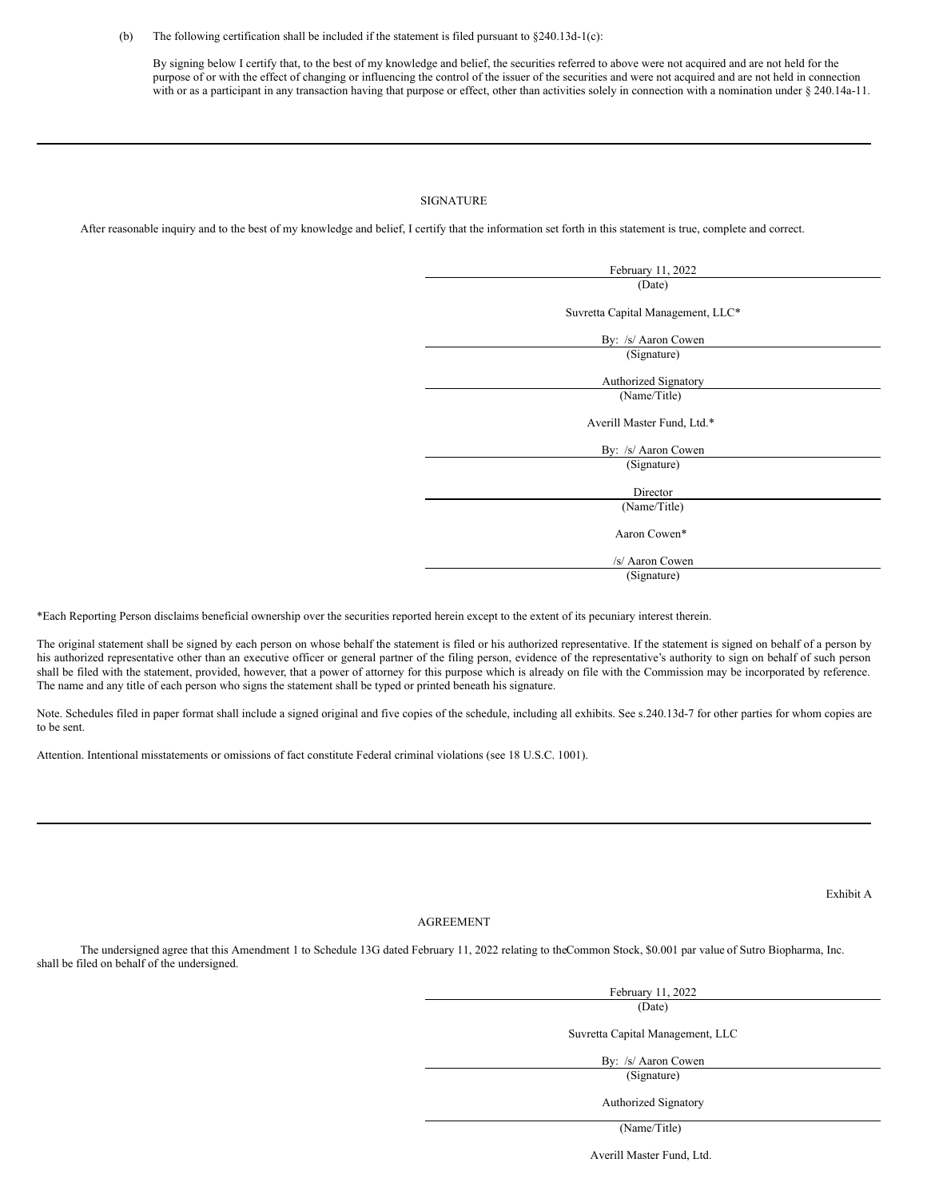(b) The following certification shall be included if the statement is filed pursuant to §240.13d-1(c):

By signing below I certify that, to the best of my knowledge and belief, the securities referred to above were not acquired and are not held for the purpose of or with the effect of changing or influencing the control of the issuer of the securities and were not acquired and are not held in connection with or as a participant in any transaction having that purpose or effect, other than activities solely in connection with a nomination under § 240.14a-11.

---

## SIGNATURE

After reasonable inquiry and to the best of my knowledge and belief, I certify that the information set forth in this statement is true, complete and correct.

February 11, 2022
(Date)

Suvretta Capital Management, LLC*

By: /s/ Aaron Cowen
(Signature)

Authorized Signatory
(Name/Title)

Averill Master Fund, Ltd.*

By: /s/ Aaron Cowen
(Signature)

Director
(Name/Title)

Aaron Cowen*

/s/ Aaron Cowen
(Signature)

*Each Reporting Person disclaims beneficial ownership over the securities reported herein except to the extent of its pecuniary interest therein.

The original statement shall be signed by each person on whose behalf the statement is filed or his authorized representative. If the statement is signed on behalf of a person by his authorized representative other than an executive officer or general partner of the filing person, evidence of the representative's authority to sign on behalf of such person shall be filed with the statement, provided, however, that a power of attorney for this purpose which is already on file with the Commission may be incorporated by reference. The name and any title of each person who signs the statement shall be typed or printed beneath his signature.

Note. Schedules filed in paper format shall include a signed original and five copies of the schedule, including all exhibits. See s.240.13d-7 for other parties for whom copies are to be sent.

Attention. Intentional misstatements or omissions of fact constitute Federal criminal violations (see 18 U.S.C. 1001).

---

Exhibit A

## AGREEMENT

The undersigned agree that this Amendment 1 to Schedule 13G dated February 11, 2022 relating to the Common Stock, $0.001 par value of Sutro Biopharma, Inc. shall be filed on behalf of the undersigned.

February 11, 2022
(Date)

Suvretta Capital Management, LLC

By: /s/ Aaron Cowen
(Signature)

Authorized Signatory

(Name/Title)

Averill Master Fund, Ltd.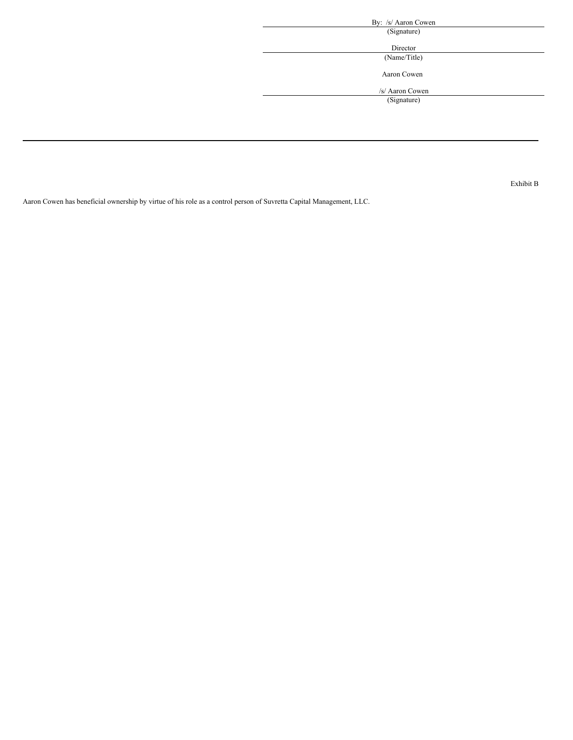By: /s/ Aaron Cowen
(Signature)

Director
(Name/Title)

Aaron Cowen

/s/ Aaron Cowen
(Signature)

---

Exhibit B

Aaron Cowen has beneficial ownership by virtue of his role as a control person of Suvretta Capital Management, LLC.